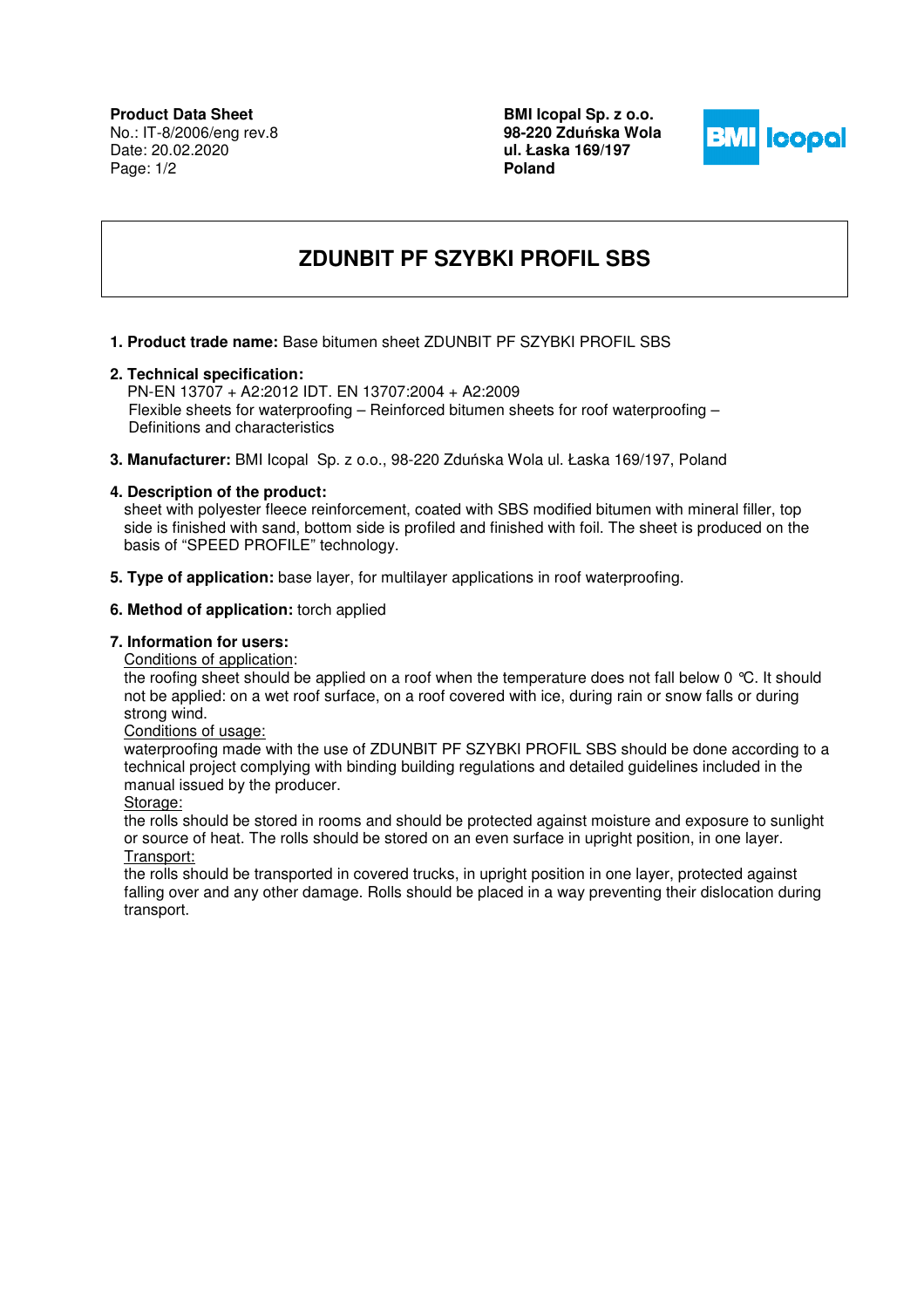**Product Data Sheet**
No.: IT-8/2006/eng rev.8
Date: 20.02.2020

**BMI Icopal Sp. z o.o.**
**98-220 Zduńska Wola**
**ul. Łaska 169/197**
**Poland**

# ZDUNBIT PF SZYBKI PROFIL SBS

**1. Product trade name:** Base bitumen sheet ZDUNBIT PF SZYBKI PROFIL SBS

**2. Technical specification:**
PN-EN 13707 + A2:2012 IDT. EN 13707:2004 + A2:2009
Flexible sheets for waterproofing – Reinforced bitumen sheets for roof waterproofing – Definitions and characteristics

**3. Manufacturer:** BMI Icopal Sp. z o.o., 98-220 Zduńska Wola ul. Łaska 169/197, Poland

**4. Description of the product:**
sheet with polyester fleece reinforcement, coated with SBS modified bitumen with mineral filler, top side is finished with sand, bottom side is profiled and finished with foil. The sheet is produced on the basis of "SPEED PROFILE" technology.

**5. Type of application:** base layer, for multilayer applications in roof waterproofing.

**6. Method of application:** torch applied

**7. Information for users:**

Conditions of application:
the roofing sheet should be applied on a roof when the temperature does not fall below 0 °C. It should not be applied: on a wet roof surface, on a roof covered with ice, during rain or snow falls or during strong wind.

Conditions of usage:
waterproofing made with the use of ZDUNBIT PF SZYBKI PROFIL SBS should be done according to a technical project complying with binding building regulations and detailed guidelines included in the manual issued by the producer.

Storage:
the rolls should be stored in rooms and should be protected against moisture and exposure to sunlight or source of heat. The rolls should be stored on an even surface in upright position, in one layer.

Transport:
the rolls should be transported in covered trucks, in upright position in one layer, protected against falling over and any other damage. Rolls should be placed in a way preventing their dislocation during transport.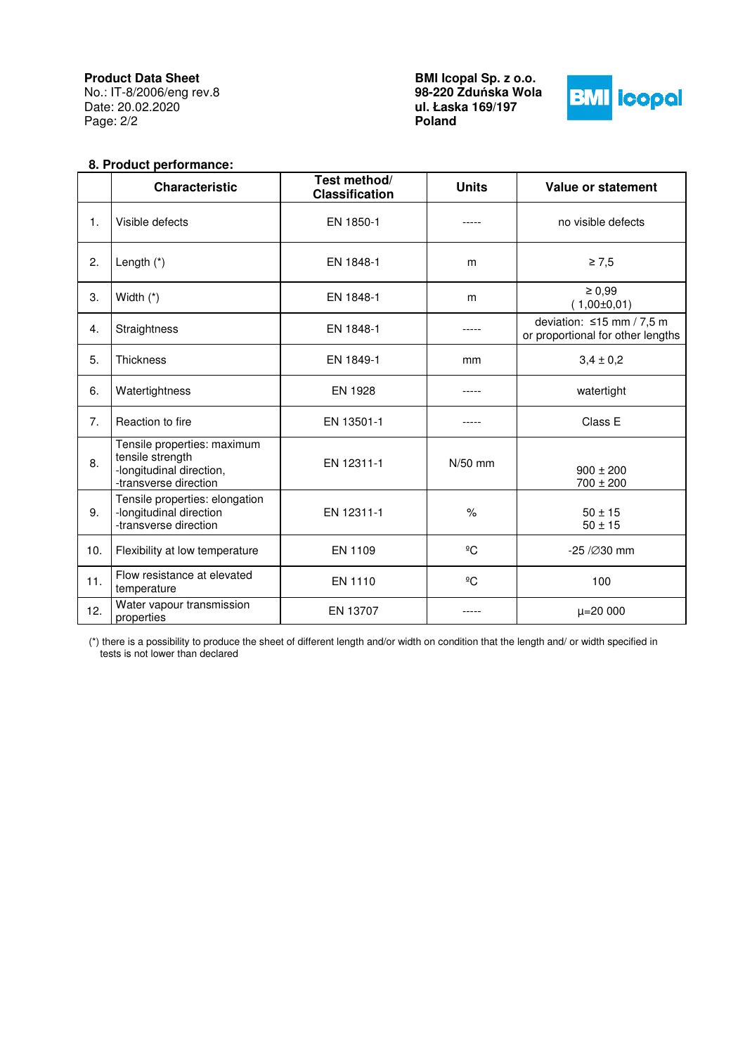**Product Data Sheet**
No.: IT-8/2006/eng rev.8
Date: 20.02.2020
Page: 2/2

**BMI Icopal Sp. z o.o.**
**98-220 Zduńska Wola**
**ul. Łaska 169/197**
**Poland**

### 8. Product performance:

| | Characteristic | Test method/ Classification | Units | Value or statement |
|---|---|---|---|---|
| 1. | Visible defects | EN 1850-1 | ----- | no visible defects |
| 2. | Length (*) | EN 1848-1 | m | ≥ 7,5 |
| 3. | Width (*) | EN 1848-1 | m | ≥ 0,99 ( 1,00±0,01) |
| 4. | Straightness | EN 1848-1 | ----- | deviation: ≤15 mm / 7,5 m or proportional for other lengths |
| 5. | Thickness | EN 1849-1 | mm | 3,4 ± 0,2 |
| 6. | Watertightness | EN 1928 | ----- | watertight |
| 7. | Reaction to fire | EN 13501-1 | ----- | Class E |
| 8. | Tensile properties: maximum tensile strength -longitudinal direction, -transverse direction | EN 12311-1 | N/50 mm | 900 ± 200<br>700 ± 200 |
| 9. | Tensile properties: elongation -longitudinal direction -transverse direction | EN 12311-1 | % | 50 ± 15<br>50 ± 15 |
| 10. | Flexibility at low temperature | EN 1109 | ºC | -25 /∅30 mm |
| 11. | Flow resistance at elevated temperature | EN 1110 | ºC | 100 |
| 12. | Water vapour transmission properties | EN 13707 | ----- | μ=20 000 |

(*) there is a possibility to produce the sheet of different length and/or width on condition that the length and/ or width specified in tests is not lower than declared